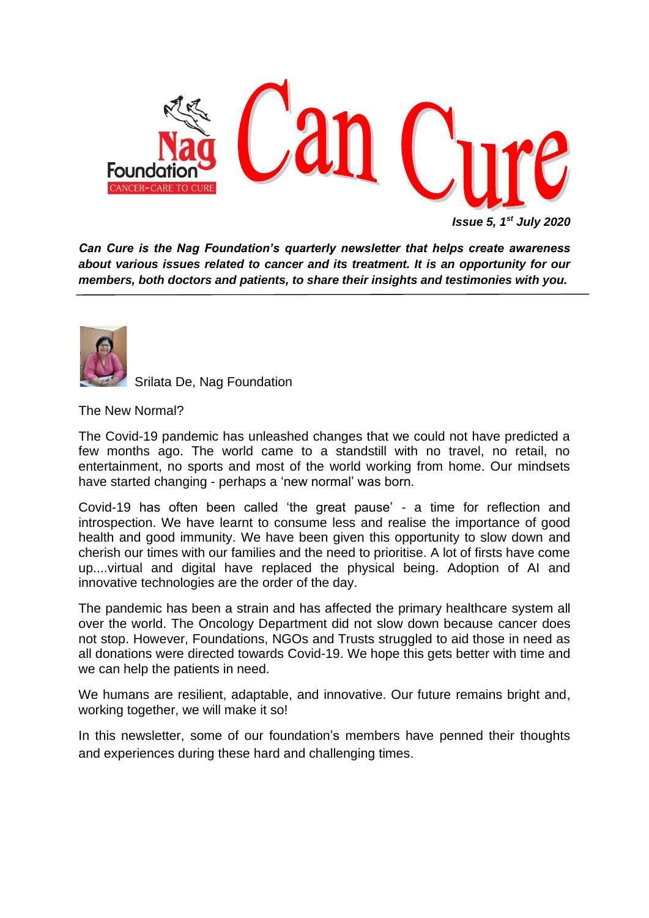# Can Cure

Nag Foundation
CANCER-CARE TO CURE

***Issue 5, 1st July 2020***

***Can Cure is the Nag Foundation's quarterly newsletter that helps create awareness about various issues related to cancer and its treatment. It is an opportunity for our members, both doctors and patients, to share their insights and testimonies with you.***

---

Srilata De, Nag Foundation

The New Normal?

The Covid-19 pandemic has unleashed changes that we could not have predicted a few months ago. The world came to a standstill with no travel, no retail, no entertainment, no sports and most of the world working from home. Our mindsets have started changing - perhaps a 'new normal' was born.

Covid-19 has often been called 'the great pause' - a time for reflection and introspection. We have learnt to consume less and realise the importance of good health and good immunity. We have been given this opportunity to slow down and cherish our times with our families and the need to prioritise. A lot of firsts have come up....virtual and digital have replaced the physical being. Adoption of AI and innovative technologies are the order of the day.

The pandemic has been a strain and has affected the primary healthcare system all over the world. The Oncology Department did not slow down because cancer does not stop. However, Foundations, NGOs and Trusts struggled to aid those in need as all donations were directed towards Covid-19. We hope this gets better with time and we can help the patients in need.

We humans are resilient, adaptable, and innovative. Our future remains bright and, working together, we will make it so!

In this newsletter, some of our foundation's members have penned their thoughts and experiences during these hard and challenging times.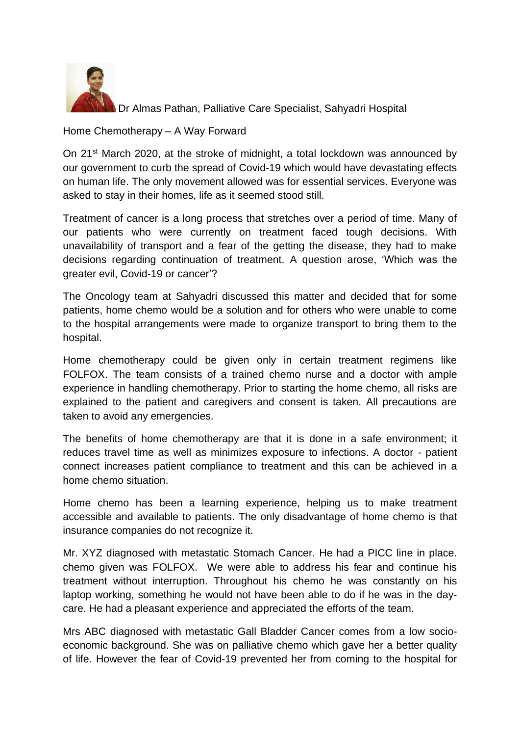Dr Almas Pathan, Palliative Care Specialist, Sahyadri Hospital

Home Chemotherapy – A Way Forward

On 21st March 2020, at the stroke of midnight, a total lockdown was announced by our government to curb the spread of Covid-19 which would have devastating effects on human life. The only movement allowed was for essential services. Everyone was asked to stay in their homes, life as it seemed stood still.

Treatment of cancer is a long process that stretches over a period of time. Many of our patients who were currently on treatment faced tough decisions. With unavailability of transport and a fear of the getting the disease, they had to make decisions regarding continuation of treatment. A question arose, 'Which was the greater evil, Covid-19 or cancer'?

The Oncology team at Sahyadri discussed this matter and decided that for some patients, home chemo would be a solution and for others who were unable to come to the hospital arrangements were made to organize transport to bring them to the hospital.

Home chemotherapy could be given only in certain treatment regimens like FOLFOX. The team consists of a trained chemo nurse and a doctor with ample experience in handling chemotherapy. Prior to starting the home chemo, all risks are explained to the patient and caregivers and consent is taken. All precautions are taken to avoid any emergencies.

The benefits of home chemotherapy are that it is done in a safe environment; it reduces travel time as well as minimizes exposure to infections. A doctor - patient connect increases patient compliance to treatment and this can be achieved in a home chemo situation.

Home chemo has been a learning experience, helping us to make treatment accessible and available to patients. The only disadvantage of home chemo is that insurance companies do not recognize it.

Mr. XYZ diagnosed with metastatic Stomach Cancer. He had a PICC line in place. chemo given was FOLFOX. We were able to address his fear and continue his treatment without interruption. Throughout his chemo he was constantly on his laptop working, something he would not have been able to do if he was in the day-care. He had a pleasant experience and appreciated the efforts of the team.

Mrs ABC diagnosed with metastatic Gall Bladder Cancer comes from a low socio-economic background. She was on palliative chemo which gave her a better quality of life. However the fear of Covid-19 prevented her from coming to the hospital for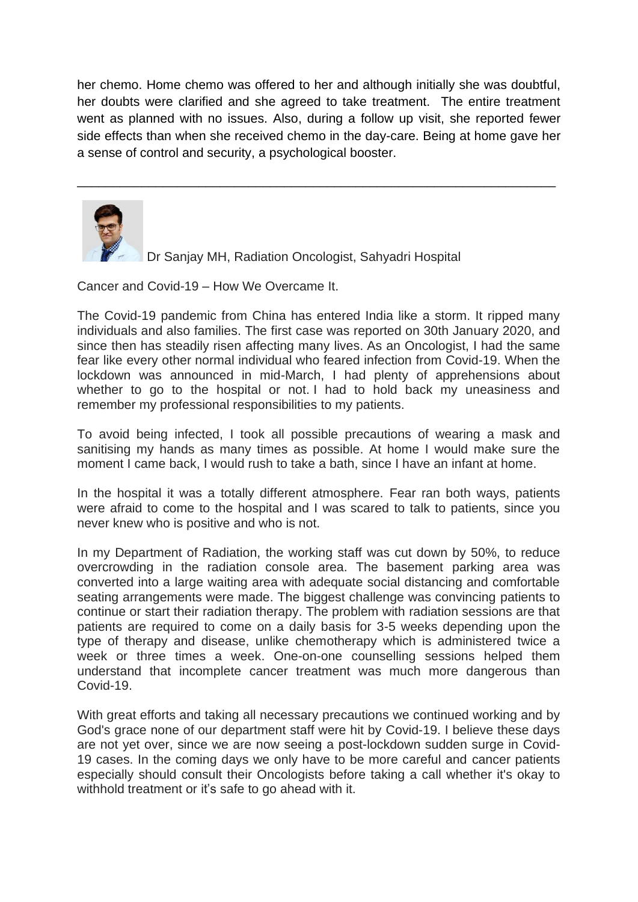her chemo. Home chemo was offered to her and although initially she was doubtful, her doubts were clarified and she agreed to take treatment. The entire treatment went as planned with no issues. Also, during a follow up visit, she reported fewer side effects than when she received chemo in the day-care. Being at home gave her a sense of control and security, a psychological booster.

---

Dr Sanjay MH, Radiation Oncologist, Sahyadri Hospital

Cancer and Covid-19 – How We Overcame It.

The Covid-19 pandemic from China has entered India like a storm. It ripped many individuals and also families. The first case was reported on 30th January 2020, and since then has steadily risen affecting many lives. As an Oncologist, I had the same fear like every other normal individual who feared infection from Covid-19. When the lockdown was announced in mid-March, I had plenty of apprehensions about whether to go to the hospital or not. I had to hold back my uneasiness and remember my professional responsibilities to my patients.

To avoid being infected, I took all possible precautions of wearing a mask and sanitising my hands as many times as possible. At home I would make sure the moment I came back, I would rush to take a bath, since I have an infant at home.

In the hospital it was a totally different atmosphere. Fear ran both ways, patients were afraid to come to the hospital and I was scared to talk to patients, since you never knew who is positive and who is not.

In my Department of Radiation, the working staff was cut down by 50%, to reduce overcrowding in the radiation console area. The basement parking area was converted into a large waiting area with adequate social distancing and comfortable seating arrangements were made. The biggest challenge was convincing patients to continue or start their radiation therapy. The problem with radiation sessions are that patients are required to come on a daily basis for 3-5 weeks depending upon the type of therapy and disease, unlike chemotherapy which is administered twice a week or three times a week. One-on-one counselling sessions helped them understand that incomplete cancer treatment was much more dangerous than Covid-19.

With great efforts and taking all necessary precautions we continued working and by God's grace none of our department staff were hit by Covid-19. I believe these days are not yet over, since we are now seeing a post-lockdown sudden surge in Covid-19 cases. In the coming days we only have to be more careful and cancer patients especially should consult their Oncologists before taking a call whether it's okay to withhold treatment or it’s safe to go ahead with it.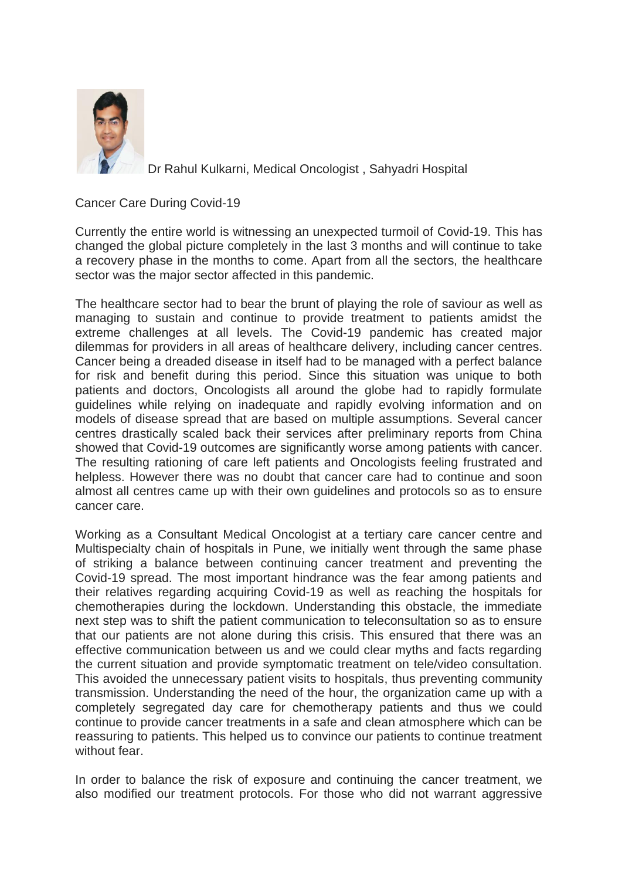Dr Rahul Kulkarni, Medical Oncologist , Sahyadri Hospital

Cancer Care During Covid-19

Currently the entire world is witnessing an unexpected turmoil of Covid-19. This has changed the global picture completely in the last 3 months and will continue to take a recovery phase in the months to come. Apart from all the sectors, the healthcare sector was the major sector affected in this pandemic.

The healthcare sector had to bear the brunt of playing the role of saviour as well as managing to sustain and continue to provide treatment to patients amidst the extreme challenges at all levels. The Covid-19 pandemic has created major dilemmas for providers in all areas of healthcare delivery, including cancer centres. Cancer being a dreaded disease in itself had to be managed with a perfect balance for risk and benefit during this period. Since this situation was unique to both patients and doctors, Oncologists all around the globe had to rapidly formulate guidelines while relying on inadequate and rapidly evolving information and on models of disease spread that are based on multiple assumptions. Several cancer centres drastically scaled back their services after preliminary reports from China showed that Covid-19 outcomes are significantly worse among patients with cancer. The resulting rationing of care left patients and Oncologists feeling frustrated and helpless. However there was no doubt that cancer care had to continue and soon almost all centres came up with their own guidelines and protocols so as to ensure cancer care.

Working as a Consultant Medical Oncologist at a tertiary care cancer centre and Multispecialty chain of hospitals in Pune, we initially went through the same phase of striking a balance between continuing cancer treatment and preventing the Covid-19 spread. The most important hindrance was the fear among patients and their relatives regarding acquiring Covid-19 as well as reaching the hospitals for chemotherapies during the lockdown. Understanding this obstacle, the immediate next step was to shift the patient communication to teleconsultation so as to ensure that our patients are not alone during this crisis. This ensured that there was an effective communication between us and we could clear myths and facts regarding the current situation and provide symptomatic treatment on tele/video consultation. This avoided the unnecessary patient visits to hospitals, thus preventing community transmission. Understanding the need of the hour, the organization came up with a completely segregated day care for chemotherapy patients and thus we could continue to provide cancer treatments in a safe and clean atmosphere which can be reassuring to patients. This helped us to convince our patients to continue treatment without fear.

In order to balance the risk of exposure and continuing the cancer treatment, we also modified our treatment protocols. For those who did not warrant aggressive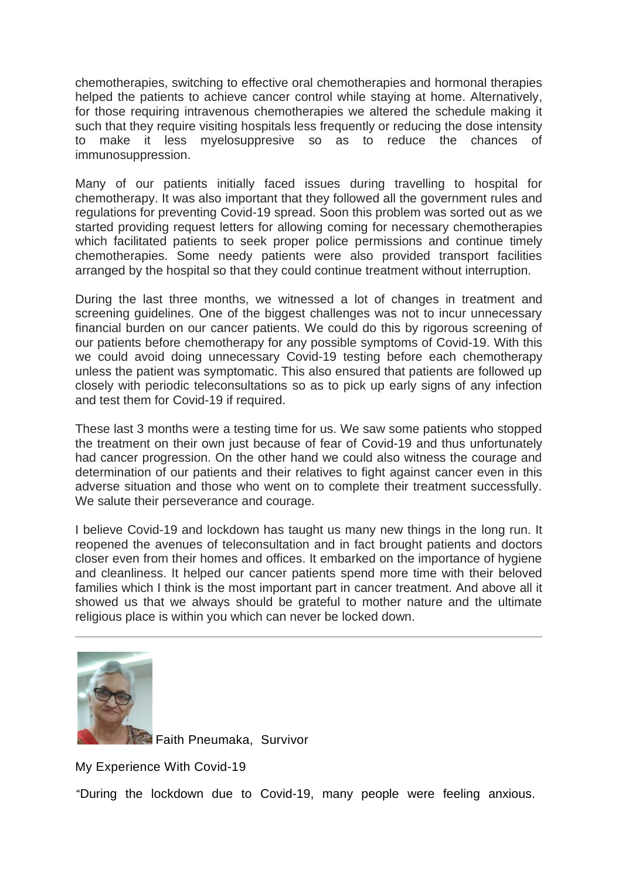chemotherapies, switching to effective oral chemotherapies and hormonal therapies helped the patients to achieve cancer control while staying at home. Alternatively, for those requiring intravenous chemotherapies we altered the schedule making it such that they require visiting hospitals less frequently or reducing the dose intensity to make it less myelosuppresive so as to reduce the chances of immunosuppression.

Many of our patients initially faced issues during travelling to hospital for chemotherapy. It was also important that they followed all the government rules and regulations for preventing Covid-19 spread. Soon this problem was sorted out as we started providing request letters for allowing coming for necessary chemotherapies which facilitated patients to seek proper police permissions and continue timely chemotherapies. Some needy patients were also provided transport facilities arranged by the hospital so that they could continue treatment without interruption.

During the last three months, we witnessed a lot of changes in treatment and screening guidelines. One of the biggest challenges was not to incur unnecessary financial burden on our cancer patients. We could do this by rigorous screening of our patients before chemotherapy for any possible symptoms of Covid-19. With this we could avoid doing unnecessary Covid-19 testing before each chemotherapy unless the patient was symptomatic. This also ensured that patients are followed up closely with periodic teleconsultations so as to pick up early signs of any infection and test them for Covid-19 if required.

These last 3 months were a testing time for us. We saw some patients who stopped the treatment on their own just because of fear of Covid-19 and thus unfortunately had cancer progression. On the other hand we could also witness the courage and determination of our patients and their relatives to fight against cancer even in this adverse situation and those who went on to complete their treatment successfully. We salute their perseverance and courage.

I believe Covid-19 and lockdown has taught us many new things in the long run. It reopened the avenues of teleconsultation and in fact brought patients and doctors closer even from their homes and offices. It embarked on the importance of hygiene and cleanliness. It helped our cancer patients spend more time with their beloved families which I think is the most important part in cancer treatment. And above all it showed us that we always should be grateful to mother nature and the ultimate religious place is within you which can never be locked down.

---

Faith Pneumaka, Survivor

My Experience With Covid-19

"During the lockdown due to Covid-19, many people were feeling anxious.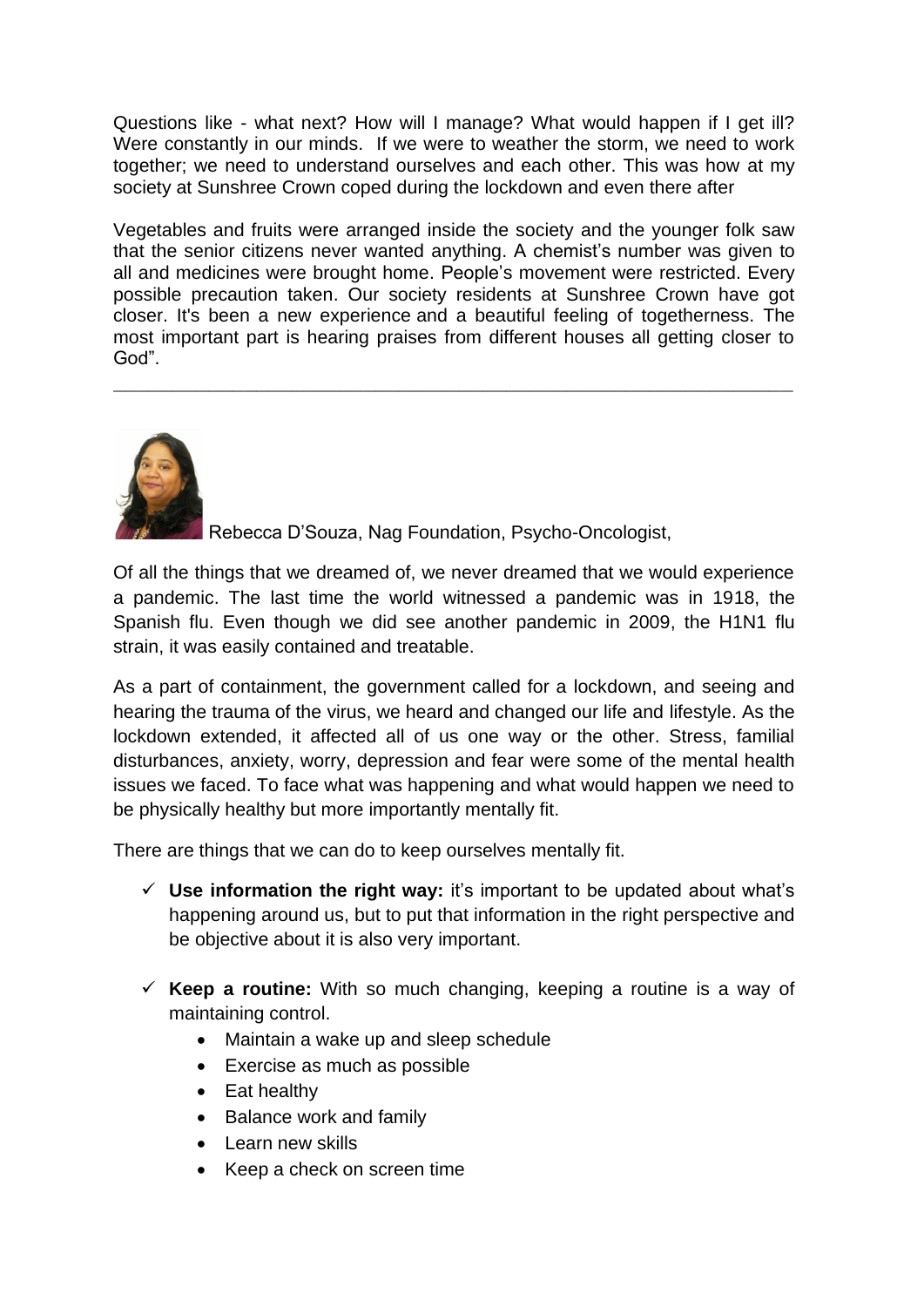Questions like - what next? How will I manage? What would happen if I get ill? Were constantly in our minds. If we were to weather the storm, we need to work together; we need to understand ourselves and each other. This was how at my society at Sunshree Crown coped during the lockdown and even there after

Vegetables and fruits were arranged inside the society and the younger folk saw that the senior citizens never wanted anything. A chemist's number was given to all and medicines were brought home. People's movement were restricted. Every possible precaution taken. Our society residents at Sunshree Crown have got closer. It's been a new experience and a beautiful feeling of togetherness. The most important part is hearing praises from different houses all getting closer to God".

---

Rebecca D'Souza, Nag Foundation, Psycho-Oncologist,

Of all the things that we dreamed of, we never dreamed that we would experience a pandemic. The last time the world witnessed a pandemic was in 1918, the Spanish flu. Even though we did see another pandemic in 2009, the H1N1 flu strain, it was easily contained and treatable.

As a part of containment, the government called for a lockdown, and seeing and hearing the trauma of the virus, we heard and changed our life and lifestyle. As the lockdown extended, it affected all of us one way or the other. Stress, familial disturbances, anxiety, worry, depression and fear were some of the mental health issues we faced. To face what was happening and what would happen we need to be physically healthy but more importantly mentally fit.

There are things that we can do to keep ourselves mentally fit.

- ✓ **Use information the right way:** it's important to be updated about what's happening around us, but to put that information in the right perspective and be objective about it is also very important.

- ✓ **Keep a routine:** With so much changing, keeping a routine is a way of maintaining control.
  - Maintain a wake up and sleep schedule
  - Exercise as much as possible
  - Eat healthy
  - Balance work and family
  - Learn new skills
  - Keep a check on screen time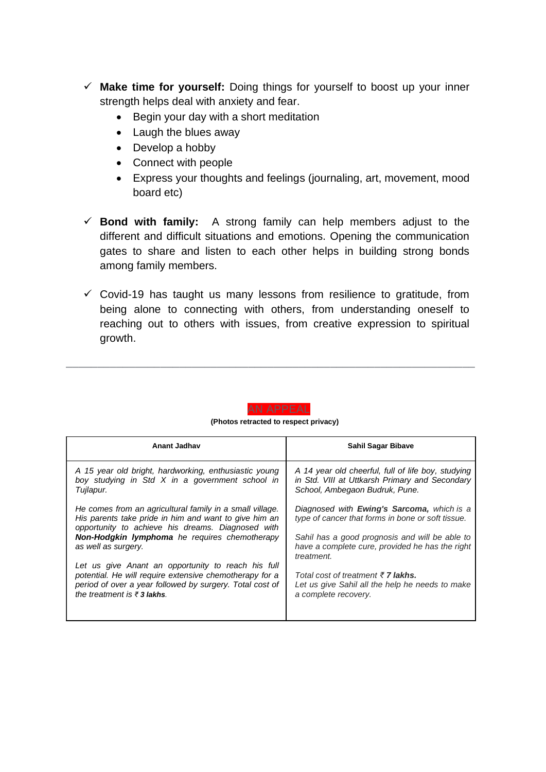- ✓ **Make time for yourself:** Doing things for yourself to boost up your inner strength helps deal with anxiety and fear.
  - Begin your day with a short meditation
  - Laugh the blues away
  - Develop a hobby
  - Connect with people
  - Express your thoughts and feelings (journaling, art, movement, mood board etc)

- ✓ **Bond with family:** A strong family can help members adjust to the different and difficult situations and emotions. Opening the communication gates to share and listen to each other helps in building strong bonds among family members.

- ✓ Covid-19 has taught us many lessons from resilience to gratitude, from being alone to connecting with others, from understanding oneself to reaching out to others with issues, from creative expression to spiritual growth.

---

## AN APPEAL

**(Photos retracted to respect privacy)**

| **Anant Jadhav** | **Sahil Sagar Bibave** |
| --- | --- |
| *A 15 year old bright, hardworking, enthusiastic young boy studying in Std X in a government school in Tujlapur.*<br><br>*He comes from an agricultural family in a small village. His parents take pride in him and want to give him an opportunity to achieve his dreams. Diagnosed with **Non-Hodgkin lymphoma** he requires chemotherapy as well as surgery.*<br><br>*Let us give Anant an opportunity to reach his full potential. He will require extensive chemotherapy for a period of over a year followed by surgery. Total cost of the treatment is ₹ **3 lakhs**.* | *A 14 year old cheerful, full of life boy, studying in Std. VIII at Uttkarsh Primary and Secondary School, Ambegaon Budruk, Pune.*<br><br>*Diagnosed with **Ewing's Sarcoma,** which is a type of cancer that forms in bone or soft tissue.*<br><br>*Sahil has a good prognosis and will be able to have a complete cure, provided he has the right treatment.*<br><br>*Total cost of treatment ₹ **7 lakhs.***<br>*Let us give Sahil all the help he needs to make a complete recovery.* |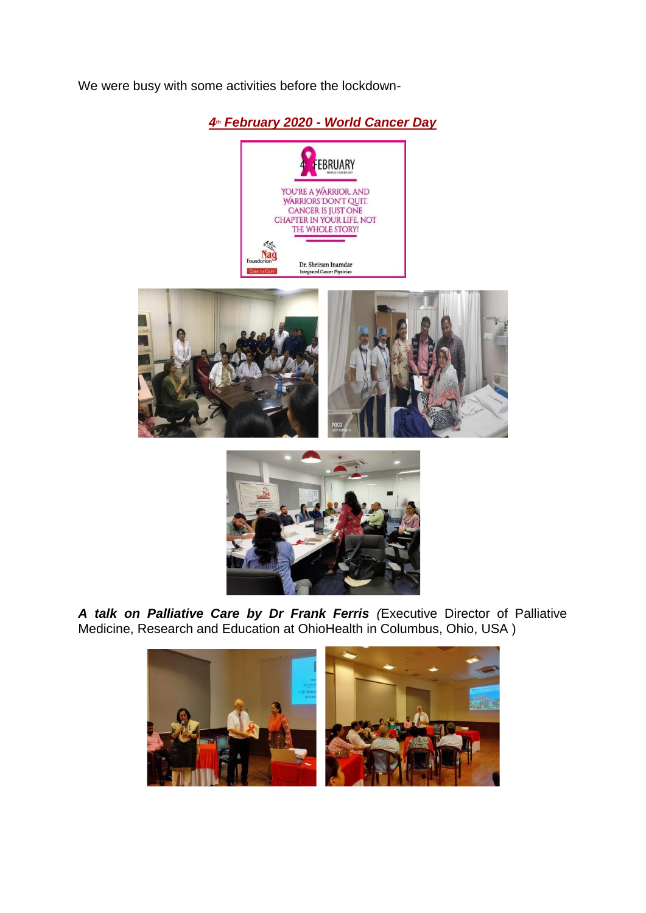We were busy with some activities before the lockdown-

***4th February 2020 - World Cancer Day***

***A talk on Palliative Care by Dr Frank Ferris*** *(*Executive Director of Palliative Medicine, Research and Education at OhioHealth in Columbus, Ohio, USA )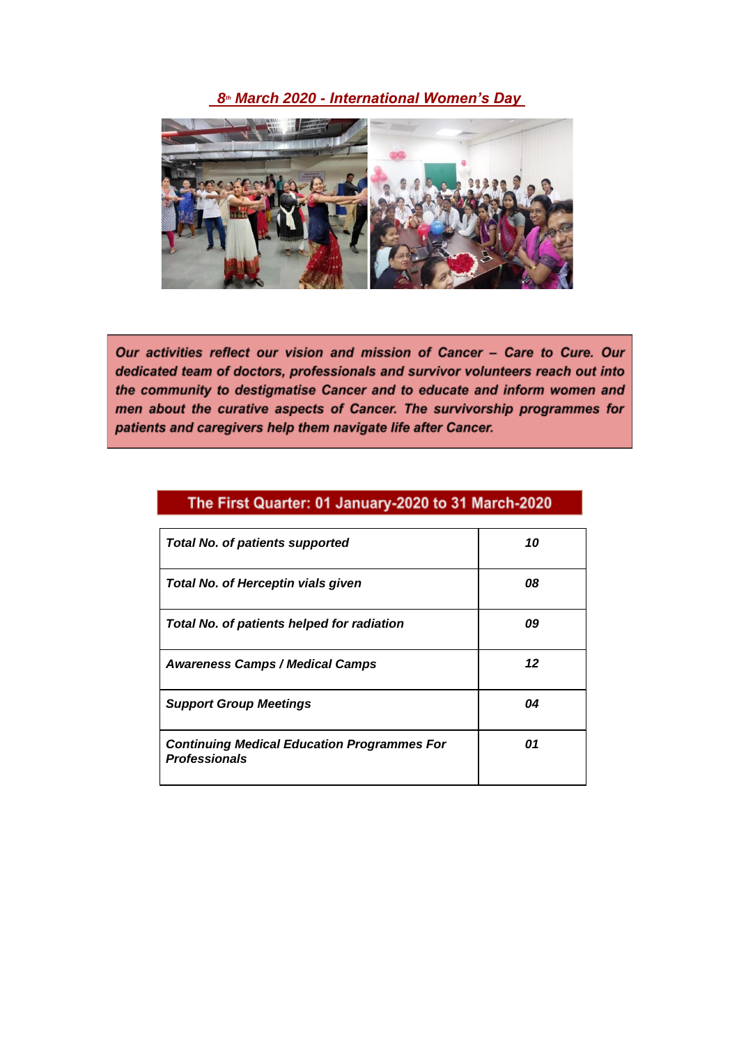## 8th March 2020 - International Women's Day

***Our activities reflect our vision and mission of Cancer – Care to Cure. Our dedicated team of doctors, professionals and survivor volunteers reach out into the community to destigmatise Cancer and to educate and inform women and men about the curative aspects of Cancer. The survivorship programmes for patients and caregivers help them navigate life after Cancer.***

## The First Quarter: 01 January-2020 to 31 March-2020

| | |
|---|---|
| ***Total No. of patients supported*** | ***10*** |
| ***Total No. of Herceptin vials given*** | ***08*** |
| ***Total No. of patients helped for radiation*** | ***09*** |
| ***Awareness Camps / Medical Camps*** | ***12*** |
| ***Support Group Meetings*** | ***04*** |
| ***Continuing Medical Education Programmes For Professionals*** | ***01*** |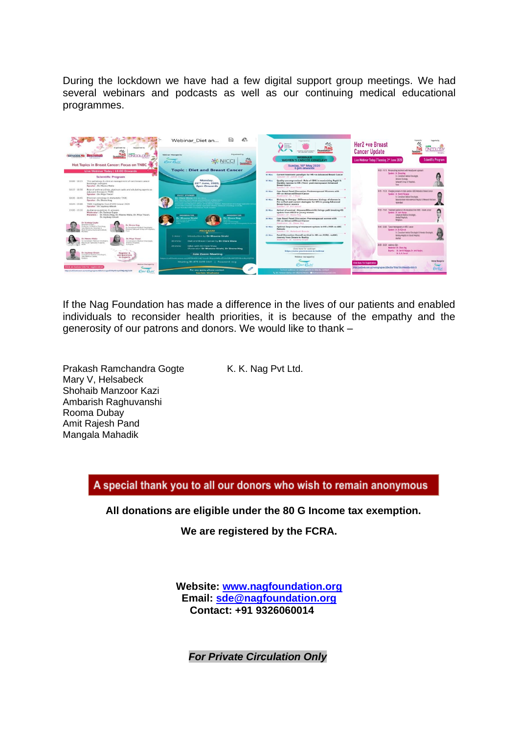During the lockdown we have had a few digital support group meetings. We had several webinars and podcasts as well as our continuing medical educational programmes.

If the Nag Foundation has made a difference in the lives of our patients and enabled individuals to reconsider health priorities, it is because of the empathy and the generosity of our patrons and donors. We would like to thank –

Prakash Ramchandra Gogte
Mary V, Helsabeck
Shohaib Manzoor Kazi
Ambarish Raghuvanshi
Rooma Dubay
Amit Rajesh Pand
Mangala Mahadik

K. K. Nag Pvt Ltd.

**A special thank you to all our donors who wish to remain anonymous**

**All donations are eligible under the 80 G Income tax exemption.**

**We are registered by the FCRA.**

**Website: www.nagfoundation.org**
**Email: sde@nagfoundation.org**
**Contact: +91 9326060014**

***For Private Circulation Only***